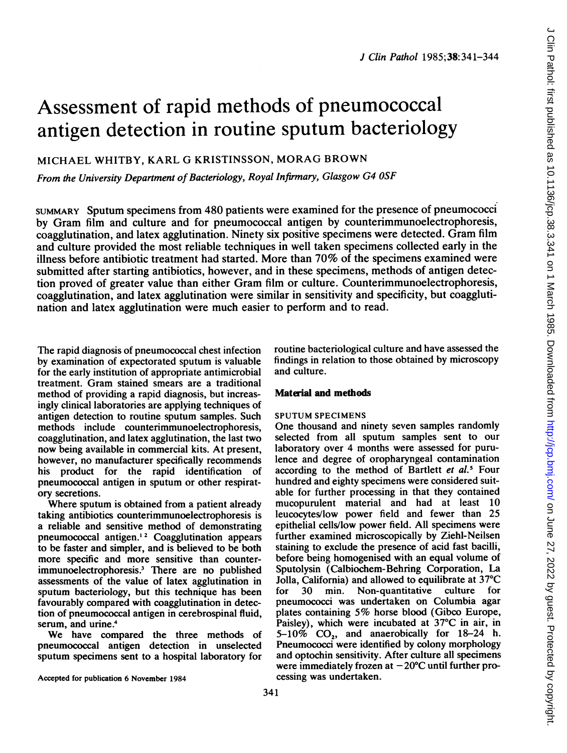# Assessment of rapid methods of pneumococcal antigen detection in routine sputum bacteriology

MICHAEL WHITBY, KARL G KRISTINSSON, MORAG BROWN

*From the University Department of Bacteriology, Royal Infirmary, Glasgow G4 0SF*

SUMMARY Sputum specimens from 480 patients were examined for the presence of pneumococci by Gram film and culture and for pneumococcal antigen by counterimmunoelectrophoresis, coagglutination, and latex agglutination. Ninety six positive specimens were detected. Gram film and culture provided the most reliable techniques in well taken specimens collected early in the illness before antibiotic treatment had started. More than 70% of the specimens examined were submitted after starting antibiotics, however, and in these specimens, methods of antigen detection proved of greater value than either Gram film or culture. Counterimmunoelectrophoresis, coagglutination, and latex agglutination were similar in sensitivity and specificity, but coagglutination and latex agglutination were much easier to perform and to read.

The rapid diagnosis of pneumococcal chest infection by examination of expectorated sputum is valuable for the early institution of appropriate antimicrobial treatment. Gram stained smears are a traditional method of providing a rapid diagnosis, but increasingly clinical laboratories are applying techniques of antigen detection to routine sputum samples. Such methods include counterimmunoelectrophoresis, coagglutination, and latex agglutination, the last two now being available in commercial kits. At present, however, no manufacturer specifically recommends his product for the rapid identification of pneumococcal antigen in sputum or other respiratory secretions.

Where sputum is obtained from a patient already taking antibiotics counterimmunoelectrophoresis is a reliable and sensitive method of demonstrating pneumococcal antigen.[1 2] Coagglutination appears to be faster and simpler, and is believed to be both more specific and more sensitive than counterimmunoelectrophoresis.[3] There are no published assessments of the value of latex agglutination in sputum bacteriology, but this technique has been favourably compared with coagglutination in detection of pneumococcal antigen in cerebrospinal fluid, serum, and urine.[4]

We have compared the three methods of pneumococcal antigen detection in unselected sputum specimens sent to a hospital laboratory for routine bacteriological culture and have assessed the findings in relation to those obtained by microscopy and culture.

Accepted for publication 6 November 1984

## Material and methods

### SPUTUM SPECIMENS

One thousand and ninety seven samples randomly selected from all sputum samples sent to our laboratory over 4 months were assessed for purulence and degree of oropharyngeal contamination according to the method of Bartlett *et al.*[5] Four hundred and eighty specimens were considered suitable for further processing in that they contained mucopurulent material and had at least 10 leucocytes/low power field and fewer than 25 epithelial cells/low power field. All specimens were further examined microscopically by Ziehl-Neilsen staining to exclude the presence of acid fast bacilli, before being homogenised with an equal volume of Sputolysin (Calbiochem-Behring Corporation, La Jolla, California) and allowed to equilibrate at 37°C for 30 min. Non-quantitative culture for pneumococci was undertaken on Columbia agar plates containing 5% horse blood (Gibco Europe, Paisley), which were incubated at 37°C in air, in 5–10% $CO_2$, and anaerobically for 18–24 h. Pneumococci were identified by colony morphology and optochin sensitivity. After culture all specimens were immediately frozen at −20°C until further processing was undertaken.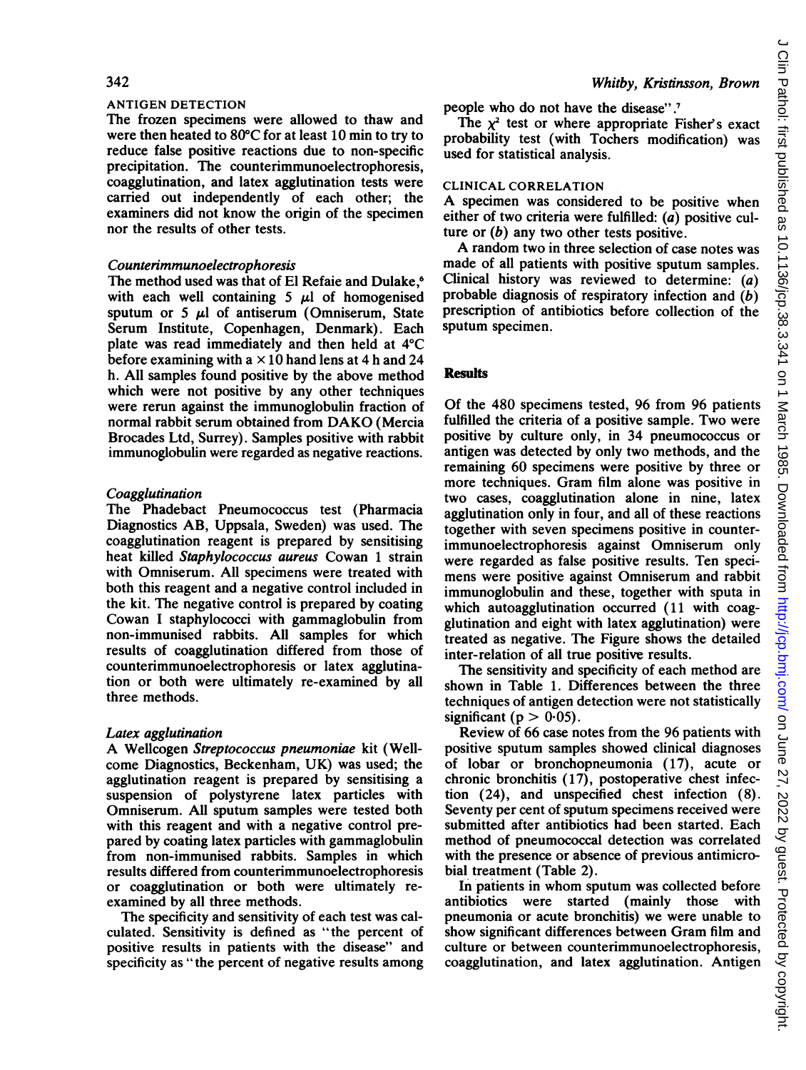## ANTIGEN DETECTION

The frozen specimens were allowed to thaw and were then heated to 80°C for at least 10 min to try to reduce false positive reactions due to non-specific precipitation. The counterimmunoelectrophoresis, coagglutination, and latex agglutination tests were carried out independently of each other; the examiners did not know the origin of the specimen nor the results of other tests.

### *Counterimmunoelectrophoresis*

The method used was that of El Refaie and Dulake,[6] with each well containing 5 μl of homogenised sputum or 5 μl of antiserum (Omniserum, State Serum Institute, Copenhagen, Denmark). Each plate was read immediately and then held at 4°C before examining with a ×10 hand lens at 4 h and 24 h. All samples found positive by the above method which were not positive by any other techniques were rerun against the immunoglobulin fraction of normal rabbit serum obtained from DAKO (Mercia Brocades Ltd, Surrey). Samples positive with rabbit immunoglobulin were regarded as negative reactions.

### *Coagglutination*

The Phadebact Pneumococcus test (Pharmacia Diagnostics AB, Uppsala, Sweden) was used. The coagglutination reagent is prepared by sensitising heat killed *Staphylococcus aureus* Cowan 1 strain with Omniserum. All specimens were treated with both this reagent and a negative control included in the kit. The negative control is prepared by coating Cowan I staphylococci with gammaglobulin from non-immunised rabbits. All samples for which results of coagglutination differed from those of counterimmunoelectrophoresis or latex agglutination or both were ultimately re-examined by all three methods.

### *Latex agglutination*

A Wellcogen *Streptococcus pneumoniae* kit (Wellcome Diagnostics, Beckenham, UK) was used; the agglutination reagent is prepared by sensitising a suspension of polystyrene latex particles with Omniserum. All sputum samples were tested both with this reagent and with a negative control prepared by coating latex particles with gammaglobulin from non-immunised rabbits. Samples in which results differed from counterimmunoelectrophoresis or coagglutination or both were ultimately re-examined by all three methods.

The specificity and sensitivity of each test was calculated. Sensitivity is defined as "the percent of positive results in patients with the disease" and specificity as "the percent of negative results among people who do not have the disease".[7]

The $\chi^2$ test or where appropriate Fisher's exact probability test (with Tochers modification) was used for statistical analysis.

## CLINICAL CORRELATION

A specimen was considered to be positive when either of two criteria were fulfilled: (*a*) positive culture or (*b*) any two other tests positive.

A random two in three selection of case notes was made of all patients with positive sputum samples. Clinical history was reviewed to determine: (*a*) probable diagnosis of respiratory infection and (*b*) prescription of antibiotics before collection of the sputum specimen.

# Results

Of the 480 specimens tested, 96 from 96 patients fulfilled the criteria of a positive sample. Two were positive by culture only, in 34 pneumococcus or antigen was detected by only two methods, and the remaining 60 specimens were positive by three or more techniques. Gram film alone was positive in two cases, coagglutination alone in nine, latex agglutination only in four, and all of these reactions together with seven specimens positive in counterimmunoelectrophoresis against Omniserum only were regarded as false positive results. Ten specimens were positive against Omniserum and rabbit immunoglobulin and these, together with sputa in which autoagglutination occurred (11 with coagglutination and eight with latex agglutination) were treated as negative. The Figure shows the detailed inter-relation of all true positive results.

The sensitivity and specificity of each method are shown in Table 1. Differences between the three techniques of antigen detection were not statistically significant ($p > 0.05$).

Review of 66 case notes from the 96 patients with positive sputum samples showed clinical diagnoses of lobar or bronchopneumonia (17), acute or chronic bronchitis (17), postoperative chest infection (24), and unspecified chest infection (8). Seventy per cent of sputum specimens received were submitted after antibiotics had been started. Each method of pneumococcal detection was correlated with the presence or absence of previous antimicrobial treatment (Table 2).

In patients in whom sputum was collected before antibiotics were started (mainly those with pneumonia or acute bronchitis) we were unable to show significant differences between Gram film and culture or between counterimmunoelectrophoresis, coagglutination, and latex agglutination. Antigen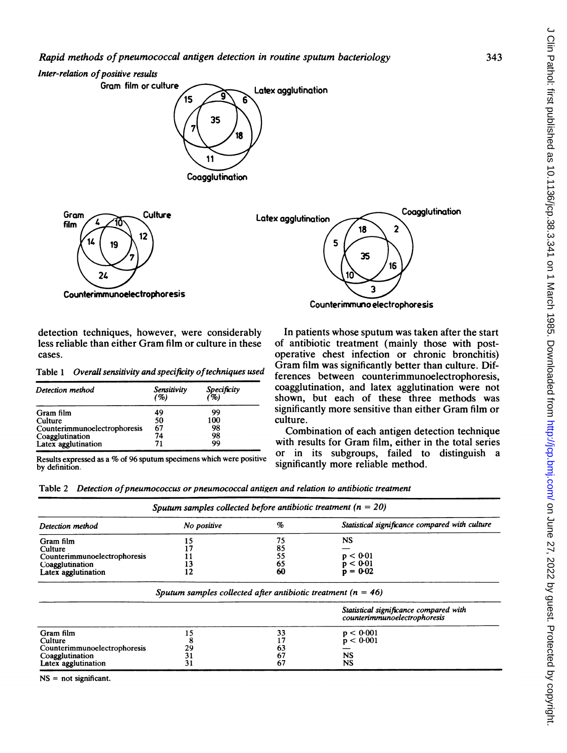*Inter-relation of positive results*

Gram film or culture — Latex agglutination — Coagglutination: 15, 9, 6, 35, 7, 18, 11

Gram film — Culture — Counterimmunoelectrophoresis: 4, 10, 14, 19, 12, 7, 24

Latex agglutination — Coagglutination — Counterimmunoelectrophoresis: 18, 2, 5, 35, 16, 10, 3

detection techniques, however, were considerably less reliable than either Gram film or culture in these cases.

Table 1 *Overall sensitivity and specificity of techniques used*

| *Detection method* | *Sensitivity (%)* | *Specificity (%)* |
|---|---|---|
| Gram film | 49 | 99 |
| Culture | 50 | 100 |
| Counterimmunoelectrophoresis | 67 | 98 |
| Coagglutination | 74 | 98 |
| Latex agglutination | 71 | 99 |

Results expressed as a % of 96 sputum specimens which were positive by definition.

In patients whose sputum was taken after the start of antibiotic treatment (mainly those with post-operative chest infection or chronic bronchitis) Gram film was significantly better than culture. Differences between counterimmunoelectrophoresis, coagglutination, and latex agglutination were not shown, but each of these three methods was significantly more sensitive than either Gram film or culture.

Combination of each antigen detection technique with results for Gram film, either in the total series or in its subgroups, failed to distinguish a significantly more reliable method.

Table 2 *Detection of pneumococcus or pneumococcal antigen and relation to antibiotic treatment*

| *Sputum samples collected before antibiotic treatment (n = 20)* | | | |
|---|---|---|---|
| *Detection method* | *No positive* | *%* | *Statistical significance compared with culture* |
| Gram film | 15 | 75 | NS |
| Culture | 17 | 85 | — |
| Counterimmunoelectrophoresis | 11 | 55 | $p < 0.01$ |
| Coagglutination | 13 | 65 | $p < 0.01$ |
| Latex agglutination | 12 | 60 | $p = 0.02$ |
| *Sputum samples collected after antibiotic treatment (n = 46)* | | | |
| | | | *Statistical significance compared with counterimmunoelectrophoresis* |
| Gram film | 15 | 33 | $p < 0.001$ |
| Culture | 8 | 17 | $p < 0.001$ |
| Counterimmunoelectrophoresis | 29 | 63 | — |
| Coagglutination | 31 | 67 | NS |
| Latex agglutination | 31 | 67 | NS |

NS = not significant.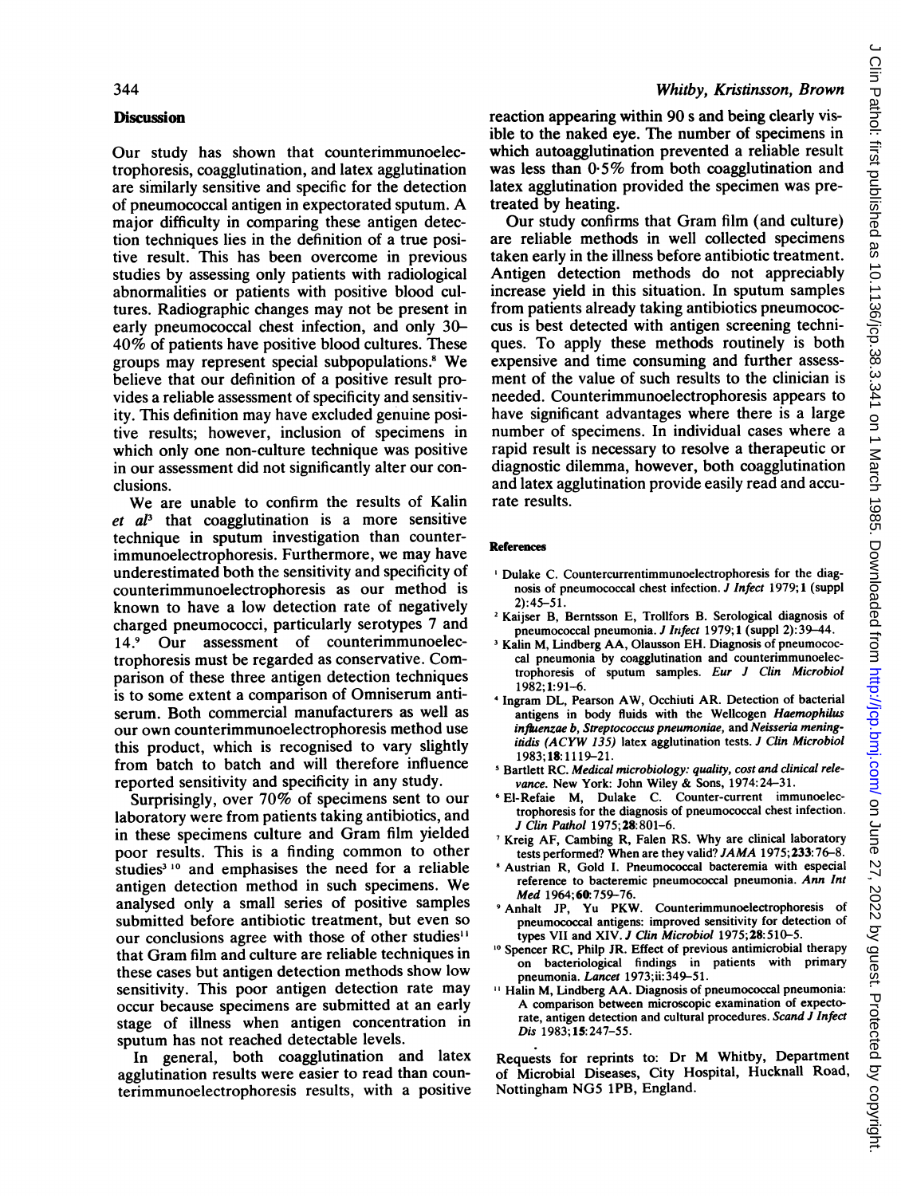## Discussion

Our study has shown that counterimmunoelectrophoresis, coagglutination, and latex agglutination are similarly sensitive and specific for the detection of pneumococcal antigen in expectorated sputum. A major difficulty in comparing these antigen detection techniques lies in the definition of a true positive result. This has been overcome in previous studies by assessing only patients with radiological abnormalities or patients with positive blood cultures. Radiographic changes may not be present in early pneumococcal chest infection, and only 30–40% of patients have positive blood cultures. These groups may represent special subpopulations.[8] We believe that our definition of a positive result provides a reliable assessment of specificity and sensitivity. This definition may have excluded genuine positive results; however, inclusion of specimens in which only one non-culture technique was positive in our assessment did not significantly alter our conclusions.

We are unable to confirm the results of Kalin *et al*[3] that coagglutination is a more sensitive technique in sputum investigation than counterimmunoelectrophoresis. Furthermore, we may have underestimated both the sensitivity and specificity of counterimmunoelectrophoresis as our method is known to have a low detection rate of negatively charged pneumococci, particularly serotypes 7 and 14.[9] Our assessment of counterimmunoelectrophoresis must be regarded as conservative. Comparison of these three antigen detection techniques is to some extent a comparison of Omniserum antiserum. Both commercial manufacturers as well as our own counterimmunoelectrophoresis method use this product, which is recognised to vary slightly from batch to batch and will therefore influence reported sensitivity and specificity in any study.

Surprisingly, over 70% of specimens sent to our laboratory were from patients taking antibiotics, and in these specimens culture and Gram film yielded poor results. This is a finding common to other studies[3 10] and emphasises the need for a reliable antigen detection method in such specimens. We analysed only a small series of positive samples submitted before antibiotic treatment, but even so our conclusions agree with those of other studies[11] that Gram film and culture are reliable techniques in these cases but antigen detection methods show low sensitivity. This poor antigen detection rate may occur because specimens are submitted at an early stage of illness when antigen concentration in sputum has not reached detectable levels.

In general, both coagglutination and latex agglutination results were easier to read than counterimmunoelectrophoresis results, with a positive reaction appearing within 90 s and being clearly visible to the naked eye. The number of specimens in which autoagglutination prevented a reliable result was less than 0·5% from both coagglutination and latex agglutination provided the specimen was pretreated by heating.

Our study confirms that Gram film (and culture) are reliable methods in well collected specimens taken early in the illness before antibiotic treatment. Antigen detection methods do not appreciably increase yield in this situation. In sputum samples from patients already taking antibiotics pneumococcus is best detected with antigen screening techniques. To apply these methods routinely is both expensive and time consuming and further assessment of the value of such results to the clinician is needed. Counterimmunoelectrophoresis appears to have significant advantages where there is a large number of specimens. In individual cases where a rapid result is necessary to resolve a therapeutic or diagnostic dilemma, however, both coagglutination and latex agglutination provide easily read and accurate results.

## References

1. Dulake C. Countercurrentimmunoelectrophoresis for the diagnosis of pneumococcal chest infection. *J Infect* 1979;**1** (suppl 2):45–51.
2. Kaijser B, Berntsson E, Trollfors B. Serological diagnosis of pneumococcal pneumonia. *J Infect* 1979;**1** (suppl 2):39–44.
3. Kalin M, Lindberg AA, Olausson EH. Diagnosis of pneumococcal pneumonia by coagglutination and counterimmunoelectrophoresis of sputum samples. *Eur J Clin Microbiol* 1982;**1**:91–6.
4. Ingram DL, Pearson AW, Occhiuti AR. Detection of bacterial antigens in body fluids with the Wellcogen *Haemophilus influenzae b, Streptococcus pneumoniae,* and *Neisseria meningitidis (ACYW 135)* latex agglutination tests. *J Clin Microbiol* 1983;**18**:1119–21.
5. Bartlett RC. *Medical microbiology: quality, cost and clinical relevance.* New York: John Wiley & Sons, 1974:24–31.
6. El-Refaie M, Dulake C. Counter-current immunoelectrophoresis for the diagnosis of pneumococcal chest infection. *J Clin Pathol* 1975;**28**:801–6.
7. Kreig AF, Cambing R, Falen RS. Why are clinical laboratory tests performed? When are they valid? *JAMA* 1975;**233**:76–8.
8. Austrian R, Gold I. Pneumococcal bacteremia with especial reference to bacteremic pneumococcal pneumonia. *Ann Int Med* 1964;**60**:759–76.
9. Anhalt JP, Yu PKW. Counterimmunoelectrophoresis of pneumococcal antigens: improved sensitivity for detection of types VII and XIV. *J Clin Microbiol* 1975;**28**:510–5.
10. Spencer RC, Philp JR. Effect of previous antimicrobial therapy on bacteriological findings in patients with primary pneumonia. *Lancet* 1973;ii:349–51.
11. Halin M, Lindberg AA. Diagnosis of pneumococcal pneumonia: A comparison between microscopic examination of expectorate, antigen detection and cultural procedures. *Scand J Infect Dis* 1983;**15**:247–55.

Requests for reprints to: Dr M Whitby, Department of Microbial Diseases, City Hospital, Hucknall Road, Nottingham NG5 1PB, England.